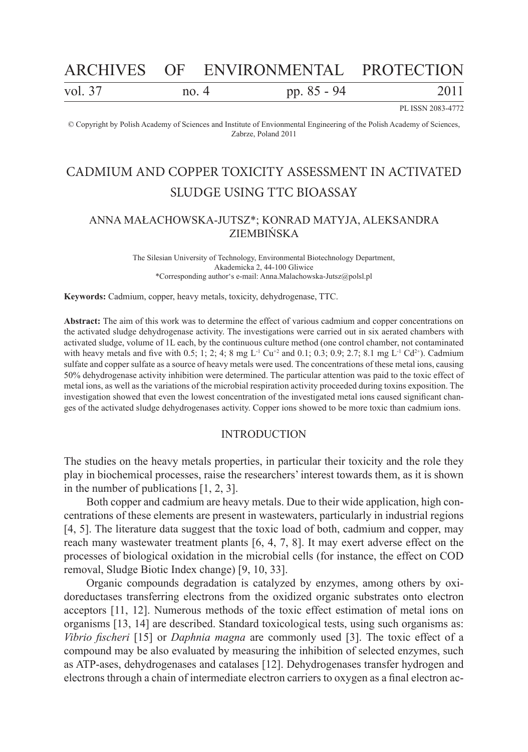PL ISSN 2083-4772

© Copyright by Polish Academy of Sciences and Institute of Envionmental Engineering of the Polish Academy of Sciences, Zabrze, Poland 2011

# CADMIUM AND COPPER TOXICITY ASSESSMENT IN ACTIVATED SLUDGE USING TTC BIOASSAY

ANNA MAŁACHOWSKA-JUTSZ*; KONRAD MATYJA, ALEKSANDRA ZIEMBIŃSKA

The Silesian University of Technology, Environmental Biotechnology Department, Akademicka 2, 44-100 Gliwice
*Corresponding author's e-mail: Anna.Malachowska-Jutsz@polsl.pl

**Keywords:** Cadmium, copper, heavy metals, toxicity, dehydrogenase, TTC.

**Abstract:** The aim of this work was to determine the effect of various cadmium and copper concentrations on the activated sludge dehydrogenase activity. The investigations were carried out in six aerated chambers with activated sludge, volume of 1L each, by the continuous culture method (one control chamber, not contaminated with heavy metals and five with 0.5; 1; 2; 4; 8 mg $L^{-1}$ $Cu^{+2}$ and 0.1; 0.3; 0.9; 2.7; 8.1 mg $L^{-1}$ $Cd^{2+}$). Cadmium sulfate and copper sulfate as a source of heavy metals were used. The concentrations of these metal ions, causing 50% dehydrogenase activity inhibition were determined. The particular attention was paid to the toxic effect of metal ions, as well as the variations of the microbial respiration activity proceeded during toxins exposition. The investigation showed that even the lowest concentration of the investigated metal ions caused significant changes of the activated sludge dehydrogenases activity. Copper ions showed to be more toxic than cadmium ions.

## INTRODUCTION

The studies on the heavy metals properties, in particular their toxicity and the role they play in biochemical processes, raise the researchers' interest towards them, as it is shown in the number of publications [1, 2, 3].

Both copper and cadmium are heavy metals. Due to their wide application, high concentrations of these elements are present in wastewaters, particularly in industrial regions [4, 5]. The literature data suggest that the toxic load of both, cadmium and copper, may reach many wastewater treatment plants [6, 4, 7, 8]. It may exert adverse effect on the processes of biological oxidation in the microbial cells (for instance, the effect on COD removal, Sludge Biotic Index change) [9, 10, 33].

Organic compounds degradation is catalyzed by enzymes, among others by oxidoreductases transferring electrons from the oxidized organic substrates onto electron acceptors [11, 12]. Numerous methods of the toxic effect estimation of metal ions on organisms [13, 14] are described. Standard toxicological tests, using such organisms as: *Vibrio fischeri* [15] or *Daphnia magna* are commonly used [3]. The toxic effect of a compound may be also evaluated by measuring the inhibition of selected enzymes, such as ATP-ases, dehydrogenases and catalases [12]. Dehydrogenases transfer hydrogen and electrons through a chain of intermediate electron carriers to oxygen as a final electron ac-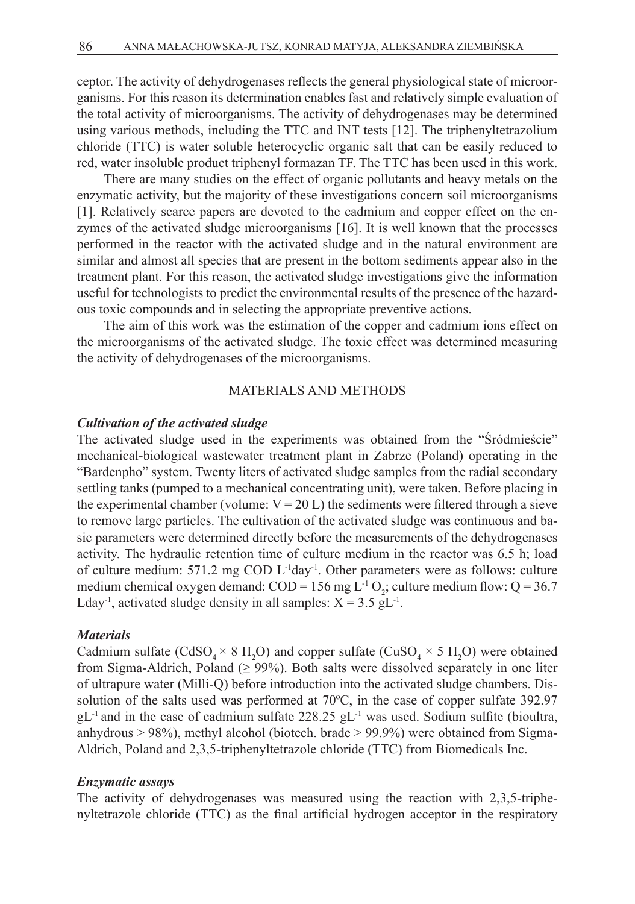ceptor. The activity of dehydrogenases reflects the general physiological state of microorganisms. For this reason its determination enables fast and relatively simple evaluation of the total activity of microorganisms. The activity of dehydrogenases may be determined using various methods, including the TTC and INT tests [12]. The triphenyltetrazolium chloride (TTC) is water soluble heterocyclic organic salt that can be easily reduced to red, water insoluble product triphenyl formazan TF. The TTC has been used in this work.

There are many studies on the effect of organic pollutants and heavy metals on the enzymatic activity, but the majority of these investigations concern soil microorganisms [1]. Relatively scarce papers are devoted to the cadmium and copper effect on the enzymes of the activated sludge microorganisms [16]. It is well known that the processes performed in the reactor with the activated sludge and in the natural environment are similar and almost all species that are present in the bottom sediments appear also in the treatment plant. For this reason, the activated sludge investigations give the information useful for technologists to predict the environmental results of the presence of the hazardous toxic compounds and in selecting the appropriate preventive actions.

The aim of this work was the estimation of the copper and cadmium ions effect on the microorganisms of the activated sludge. The toxic effect was determined measuring the activity of dehydrogenases of the microorganisms.

## MATERIALS AND METHODS

### *Cultivation of the activated sludge*

The activated sludge used in the experiments was obtained from the "Śródmieście" mechanical-biological wastewater treatment plant in Zabrze (Poland) operating in the "Bardenpho" system. Twenty liters of activated sludge samples from the radial secondary settling tanks (pumped to a mechanical concentrating unit), were taken. Before placing in the experimental chamber (volume: V = 20 L) the sediments were filtered through a sieve to remove large particles. The cultivation of the activated sludge was continuous and basic parameters were determined directly before the measurements of the dehydrogenases activity. The hydraulic retention time of culture medium in the reactor was 6.5 h; load of culture medium: 571.2 mg COD $L^{-1}day^{-1}$. Other parameters were as follows: culture medium chemical oxygen demand: COD = 156 mg $L^{-1}$ $O_2$; culture medium flow: Q = 36.7 $Lday^{-1}$, activated sludge density in all samples: X = 3.5 $gL^{-1}$.

### *Materials*

Cadmium sulfate ($CdSO_4 \times 8\ H_2O$) and copper sulfate ($CuSO_4 \times 5\ H_2O$) were obtained from Sigma-Aldrich, Poland (≥ 99%). Both salts were dissolved separately in one liter of ultrapure water (Milli-Q) before introduction into the activated sludge chambers. Dissolution of the salts used was performed at 70ºC, in the case of copper sulfate 392.97 $gL^{-1}$ and in the case of cadmium sulfate 228.25 $gL^{-1}$ was used. Sodium sulfite (bioultra, anhydrous > 98%), methyl alcohol (biotech. brade > 99.9%) were obtained from Sigma-Aldrich, Poland and 2,3,5-triphenyltetrazole chloride (TTC) from Biomedicals Inc.

### *Enzymatic assays*

The activity of dehydrogenases was measured using the reaction with 2,3,5-triphenyltetrazole chloride (TTC) as the final artificial hydrogen acceptor in the respiratory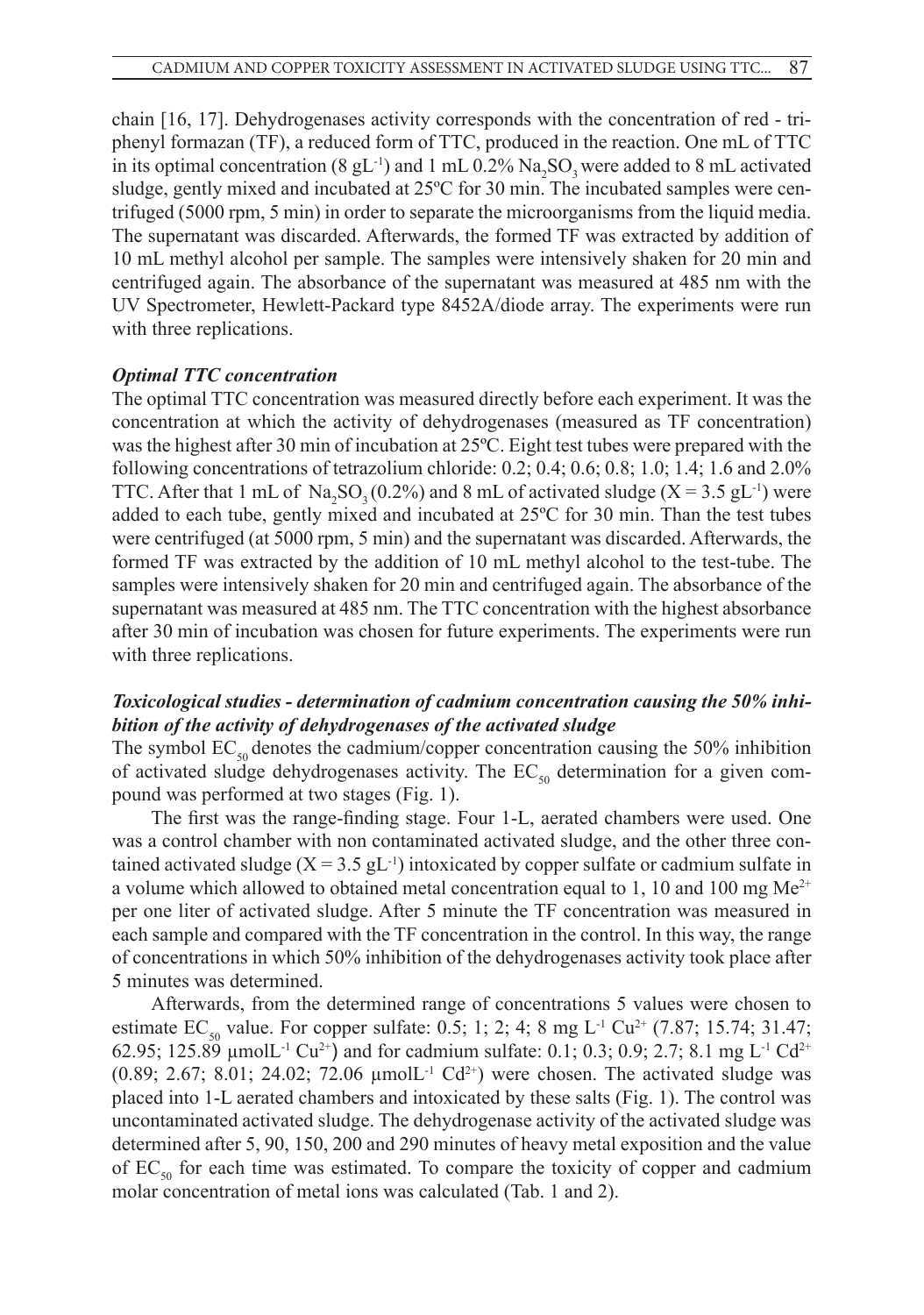chain [16, 17]. Dehydrogenases activity corresponds with the concentration of red - triphenyl formazan (TF), a reduced form of TTC, produced in the reaction. One mL of TTC in its optimal concentration (8 $gL^{-1}$) and 1 mL 0.2% $Na_2SO_3$ were added to 8 mL activated sludge, gently mixed and incubated at 25ºC for 30 min. The incubated samples were centrifuged (5000 rpm, 5 min) in order to separate the microorganisms from the liquid media. The supernatant was discarded. Afterwards, the formed TF was extracted by addition of 10 mL methyl alcohol per sample. The samples were intensively shaken for 20 min and centrifuged again. The absorbance of the supernatant was measured at 485 nm with the UV Spectrometer, Hewlett-Packard type 8452A/diode array. The experiments were run with three replications.

***Optimal TTC concentration***

The optimal TTC concentration was measured directly before each experiment. It was the concentration at which the activity of dehydrogenases (measured as TF concentration) was the highest after 30 min of incubation at 25ºC. Eight test tubes were prepared with the following concentrations of tetrazolium chloride: 0.2; 0.4; 0.6; 0.8; 1.0; 1.4; 1.6 and 2.0% TTC. After that 1 mL of $Na_2SO_3$ (0.2%) and 8 mL of activated sludge ($X = 3.5\ gL^{-1}$) were added to each tube, gently mixed and incubated at 25ºC for 30 min. Than the test tubes were centrifuged (at 5000 rpm, 5 min) and the supernatant was discarded. Afterwards, the formed TF was extracted by the addition of 10 mL methyl alcohol to the test-tube. The samples were intensively shaken for 20 min and centrifuged again. The absorbance of the supernatant was measured at 485 nm. The TTC concentration with the highest absorbance after 30 min of incubation was chosen for future experiments. The experiments were run with three replications.

***Toxicological studies - determination of cadmium concentration causing the 50% inhibition of the activity of dehydrogenases of the activated sludge***

The symbol $EC_{50}$ denotes the cadmium/copper concentration causing the 50% inhibition of activated sludge dehydrogenases activity. The $EC_{50}$ determination for a given compound was performed at two stages (Fig. 1).

The first was the range-finding stage. Four 1-L, aerated chambers were used. One was a control chamber with non contaminated activated sludge, and the other three contained activated sludge ($X = 3.5\ gL^{-1}$) intoxicated by copper sulfate or cadmium sulfate in a volume which allowed to obtained metal concentration equal to 1, 10 and 100 mg $Me^{2+}$ per one liter of activated sludge. After 5 minute the TF concentration was measured in each sample and compared with the TF concentration in the control. In this way, the range of concentrations in which 50% inhibition of the dehydrogenases activity took place after 5 minutes was determined.

Afterwards, from the determined range of concentrations 5 values were chosen to estimate $EC_{50}$ value. For copper sulfate: 0.5; 1; 2; 4; 8 mg $L^{-1}$ $Cu^{2+}$ (7.87; 15.74; 31.47; 62.95; 125.89 µmol$L^{-1}$ $Cu^{2+}$) and for cadmium sulfate: 0.1; 0.3; 0.9; 2.7; 8.1 mg $L^{-1}$ $Cd^{2+}$ (0.89; 2.67; 8.01; 24.02; 72.06 µmol$L^{-1}$ $Cd^{2+}$) were chosen. The activated sludge was placed into 1-L aerated chambers and intoxicated by these salts (Fig. 1). The control was uncontaminated activated sludge. The dehydrogenase activity of the activated sludge was determined after 5, 90, 150, 200 and 290 minutes of heavy metal exposition and the value of $EC_{50}$ for each time was estimated. To compare the toxicity of copper and cadmium molar concentration of metal ions was calculated (Tab. 1 and 2).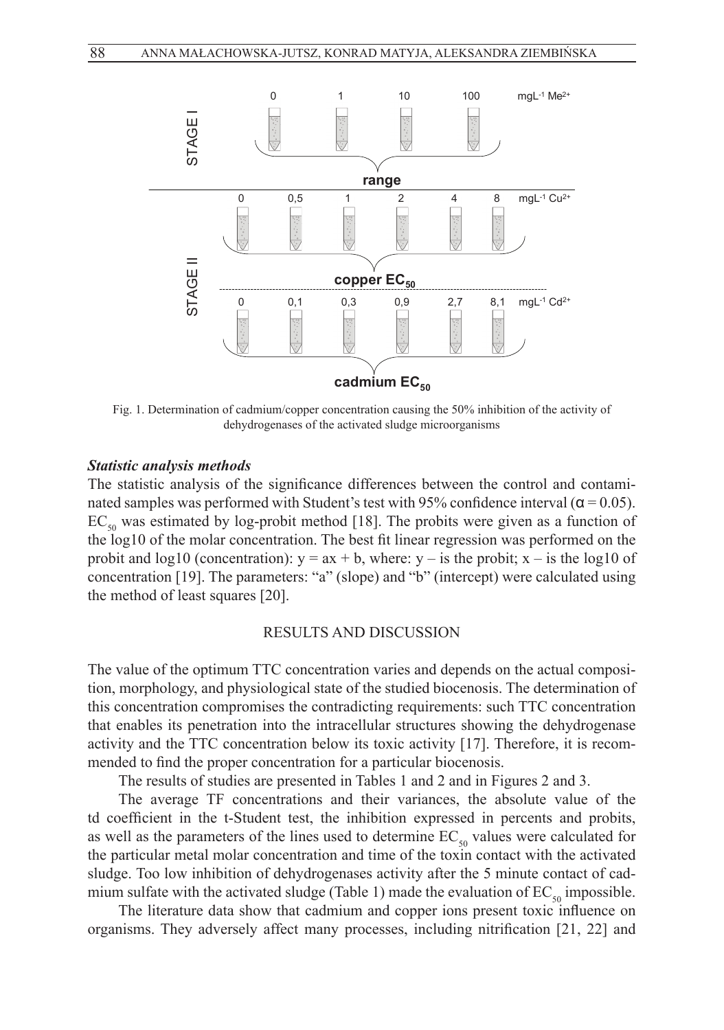Fig. 1. Determination of cadmium/copper concentration causing the 50% inhibition of the activity of dehydrogenases of the activated sludge microorganisms

***Statistic analysis methods***

The statistic analysis of the significance differences between the control and contaminated samples was performed with Student's test with 95% confidence interval ($\alpha = 0.05$). $EC_{50}$ was estimated by log-probit method [18]. The probits were given as a function of the log10 of the molar concentration. The best fit linear regression was performed on the probit and log10 (concentration): $y = ax + b$, where: $y$ – is the probit; $x$ – is the log10 of concentration [19]. The parameters: "a" (slope) and "b" (intercept) were calculated using the method of least squares [20].

## RESULTS AND DISCUSSION

The value of the optimum TTC concentration varies and depends on the actual composition, morphology, and physiological state of the studied biocenosis. The determination of this concentration compromises the contradicting requirements: such TTC concentration that enables its penetration into the intracellular structures showing the dehydrogenase activity and the TTC concentration below its toxic activity [17]. Therefore, it is recommended to find the proper concentration for a particular biocenosis.

The results of studies are presented in Tables 1 and 2 and in Figures 2 and 3.

The average TF concentrations and their variances, the absolute value of the td coefficient in the t-Student test, the inhibition expressed in percents and probits, as well as the parameters of the lines used to determine $EC_{50}$ values were calculated for the particular metal molar concentration and time of the toxin contact with the activated sludge. Too low inhibition of dehydrogenases activity after the 5 minute contact of cadmium sulfate with the activated sludge (Table 1) made the evaluation of $EC_{50}$ impossible.

The literature data show that cadmium and copper ions present toxic influence on organisms. They adversely affect many processes, including nitrification [21, 22] and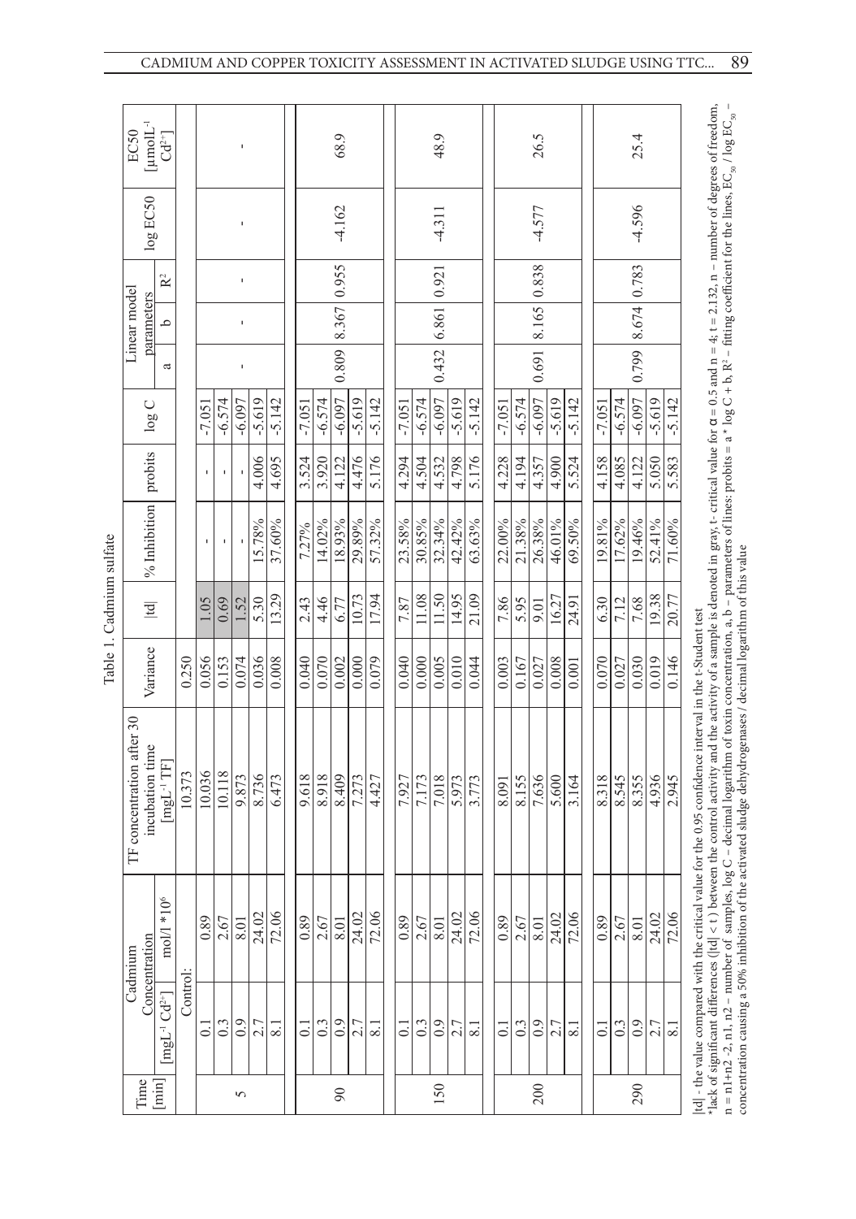Table 1. Cadmium sulfate

| Time [min] | Cadmium Concentration [mgL⁻¹ $Cd^{2+}$] | Cadmium Concentration mol/l * $10^6$ | TF concentration after 30 incubation time [mgL⁻¹ TF] | Variance | \|td\| | % Inhibition | probits | log C | Linear model parameters a | Linear model parameters b | Linear model parameters $R^2$ | log EC50 | EC50 [µmolL⁻¹ $Cd^{2+}$] |
|---|---|---|---|---|---|---|---|---|---|---|---|---|---|
| | Control: | | 10.373 | 0.250 | | | | | | | | | |
| 5 | 0.1 | 0.89 | 10.036 | 0.056 | 1.05 | - | - | -7.051 | - | - | - | - | - |
| | 0.3 | 2.67 | 10.118 | 0.153 | 0.69 | - | - | -6.574 | | | | | |
| | 0.9 | 8.01 | 9.873 | 0.074 | 1.52 | - | - | -6.097 | | | | | |
| | 2.7 | 24.02 | 8.736 | 0.036 | 5.30 | 15.78% | 4.006 | -5.619 | | | | | |
| | 8.1 | 72.06 | 6.473 | 0.008 | 13.29 | 37.60% | 4.695 | -5.142 | | | | | |
| 90 | 0.1 | 0.89 | 9.618 | 0.040 | 2.43 | 7.27% | 3.524 | -7.051 | 0.809 | 8.367 | 0.955 | -4.162 | 68.9 |
| | 0.3 | 2.67 | 8.918 | 0.070 | 4.46 | 14.02% | 3.920 | -6.574 | | | | | |
| | 0.9 | 8.01 | 8.409 | 0.002 | 6.77 | 18.93% | 4.122 | -6.097 | | | | | |
| | 2.7 | 24.02 | 7.273 | 0.000 | 10.73 | 29.89% | 4.476 | -5.619 | | | | | |
| | 8.1 | 72.06 | 4.427 | 0.079 | 17.94 | 57.32% | 5.176 | -5.142 | | | | | |
| 150 | 0.1 | 0.89 | 7.927 | 0.040 | 7.87 | 23.58% | 4.294 | -7.051 | 0.432 | 6.861 | 0.921 | -4.311 | 48.9 |
| | 0.3 | 2.67 | 7.173 | 0.000 | 11.08 | 30.85% | 4.504 | -6.574 | | | | | |
| | 0.9 | 8.01 | 7.018 | 0.005 | 11.50 | 32.34% | 4.532 | -6.097 | | | | | |
| | 2.7 | 24.02 | 5.973 | 0.010 | 14.95 | 42.42% | 4.798 | -5.619 | | | | | |
| | 8.1 | 72.06 | 3.773 | 0.044 | 21.09 | 63.63% | 5.176 | -5.142 | | | | | |
| 200 | 0.1 | 0.89 | 8.091 | 0.003 | 7.86 | 22.00% | 4.228 | -7.051 | 0.691 | 8.165 | 0.838 | -4.577 | 26.5 |
| | 0.3 | 2.67 | 8.155 | 0.167 | 5.95 | 21.38% | 4.194 | -6.574 | | | | | |
| | 0.9 | 8.01 | 7.636 | 0.027 | 9.01 | 26.38% | 4.357 | -6.097 | | | | | |
| | 2.7 | 24.02 | 5.600 | 0.008 | 16.27 | 46.01% | 4.900 | -5.619 | | | | | |
| | 8.1 | 72.06 | 3.164 | 0.001 | 24.91 | 69.50% | 5.524 | -5.142 | | | | | |
| 290 | 0.1 | 0.89 | 8.318 | 0.070 | 6.30 | 19.81% | 4.158 | -7.051 | 0.799 | 8.674 | 0.783 | -4.596 | 25.4 |
| | 0.3 | 2.67 | 8.545 | 0.027 | 7.12 | 17.62% | 4.085 | -6.574 | | | | | |
| | 0.9 | 8.01 | 8.355 | 0.030 | 7.68 | 19.46% | 4.122 | -6.097 | | | | | |
| | 2.7 | 24.02 | 4.936 | 0.019 | 19.38 | 52.41% | 5.050 | -5.619 | | | | | |
| | 8.1 | 72.06 | 2.945 | 0.146 | 20.77 | 71.60% | 5.583 | -5.142 | | | | | |

|td| - the value compared with the critical value for the 0.95 confidence interval in the t-Student test
*lack of significant differences (|td| < t ) between the control activity and the activity of a sample is denoted in gray, t- critical value for α = 0.5 and n = 4; t = 2.132, n – number of degrees of freedom, n = n1+n2 -2, n1, n2 – number of samples, log C – decimal logarithm of toxin concentration, a, b – parameters of lines: probits = a * log C + b, $R^2$ – fitting coefficient for the lines, $EC_{50}$ / log $EC_{50}$ – concentration causing a 50% inhibition of the activated sludge dehydrogenases / decimal logarithm of this value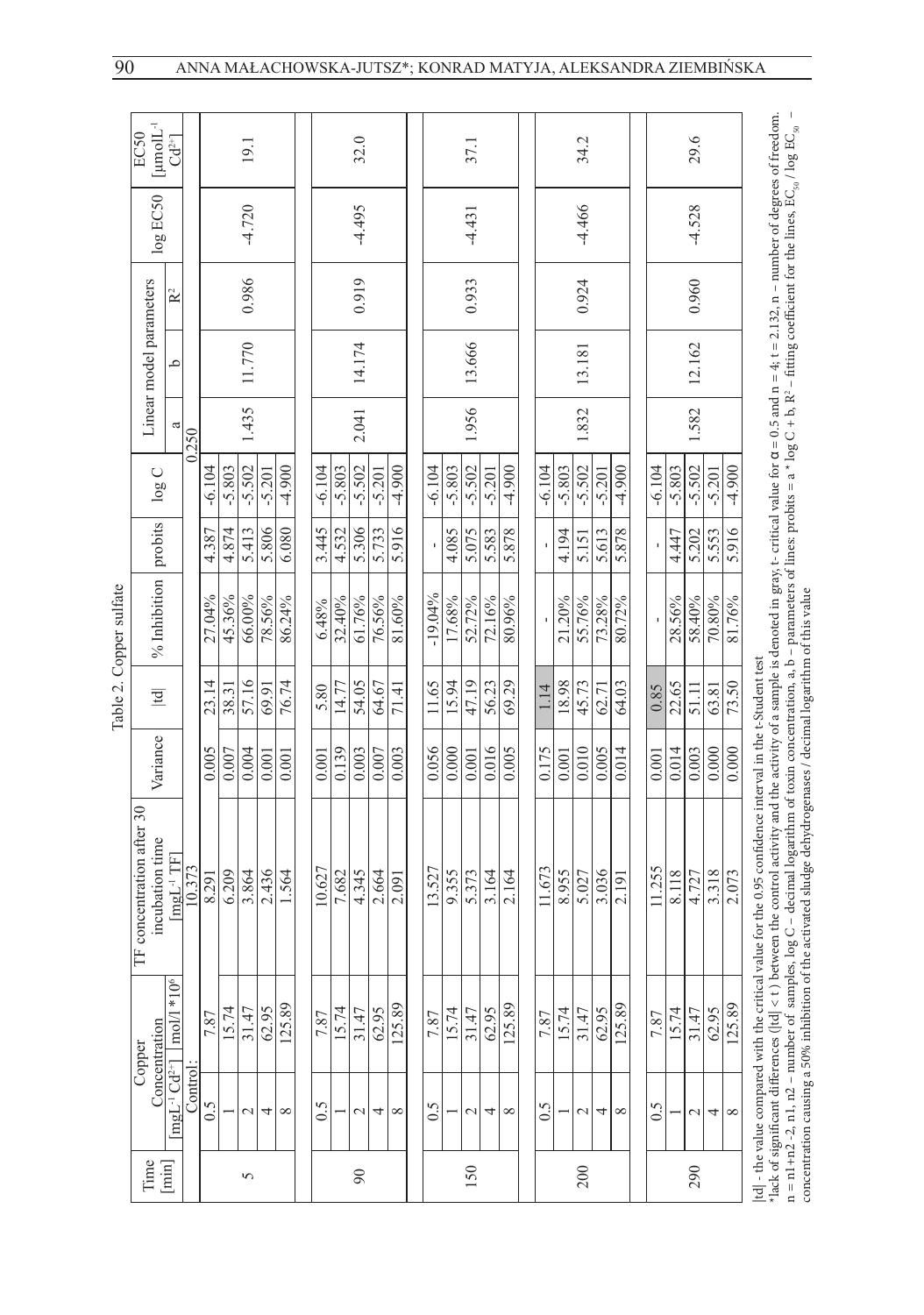Table 2. Copper sulfate

| Time [min] | Copper Concentration | | TF concentration after 30 incubation time | Variance | \|td\| | % Inhibition | probits | log C | Linear model parameters | | | log EC50 | EC50 [µmolL$^{-1}$ $Cd^{2+}$] |
|---|---|---|---|---|---|---|---|---|---|---|---|---|---|
| | [mgL$^{-1}$ $Cd^{2+}$] | mol/l *10$^{6}$ | [mgL$^{-1}$ TF] | | | | | | a | b | R$^2$ | | |
| | Control: | | 10.373 | | | | | | 0.250 | | | | |
| 5 | 0.5 | 7.87 | 8.291 | 0.005 | 23.14 | 27.04% | 4.387 | -6.104 | 1.435 | 11.770 | 0.986 | -4.720 | 19.1 |
| | 1 | 15.74 | 6.209 | 0.007 | 38.31 | 45.36% | 4.874 | -5.803 | | | | | |
| | 2 | 31.47 | 3.864 | 0.004 | 57.16 | 66.00% | 5.413 | -5.502 | | | | | |
| | 4 | 62.95 | 2.436 | 0.001 | 69.91 | 78.56% | 5.806 | -5.201 | | | | | |
| | 8 | 125.89 | 1.564 | 0.001 | 76.74 | 86.24% | 6.080 | -4.900 | | | | | |
| 90 | 0.5 | 7.87 | 10.627 | 0.001 | 5.80 | 6.48% | 3.445 | -6.104 | 2.041 | 14.174 | 0.919 | -4.495 | 32.0 |
| | 1 | 15.74 | 7.682 | 0.139 | 14.77 | 32.40% | 4.532 | -5.803 | | | | | |
| | 2 | 31.47 | 4.345 | 0.003 | 54.05 | 61.76% | 5.306 | -5.502 | | | | | |
| | 4 | 62.95 | 2.664 | 0.007 | 64.67 | 76.56% | 5.733 | -5.201 | | | | | |
| | 8 | 125.89 | 2.091 | 0.003 | 71.41 | 81.60% | 5.916 | -4.900 | | | | | |
| 150 | 0.5 | 7.87 | 13.527 | 0.056 | 11.65 | -19.04% | - | -6.104 | 1.956 | 13.666 | 0.933 | -4.431 | 37.1 |
| | 1 | 15.74 | 9.355 | 0.000 | 15.94 | 17.68% | 4.085 | -5.803 | | | | | |
| | 2 | 31.47 | 5.373 | 0.001 | 47.19 | 52.72% | 5.075 | -5.502 | | | | | |
| | 4 | 62.95 | 3.164 | 0.016 | 56.23 | 72.16% | 5.583 | -5.201 | | | | | |
| | 8 | 125.89 | 2.164 | 0.005 | 69.29 | 80.96% | 5.878 | -4.900 | | | | | |
| 200 | 0.5 | 7.87 | 11.673 | 0.175 | 1.14* | - | - | -6.104 | 1.832 | 13.181 | 0.924 | -4.466 | 34.2 |
| | 1 | 15.74 | 8.955 | 0.001 | 18.98 | 21.20% | 4.194 | -5.803 | | | | | |
| | 2 | 31.47 | 5.027 | 0.010 | 45.73 | 55.76% | 5.151 | -5.502 | | | | | |
| | 4 | 62.95 | 3.036 | 0.005 | 62.71 | 73.28% | 5.613 | -5.201 | | | | | |
| | 8 | 125.89 | 2.191 | 0.014 | 64.03 | 80.72% | 5.878 | -4.900 | | | | | |
| 290 | 0.5 | 7.87 | 11.255 | 0.001 | 0.85* | - | - | -6.104 | 1.582 | 12.162 | 0.960 | -4.528 | 29.6 |
| | 1 | 15.74 | 8.118 | 0.014 | 22.65 | 28.56% | 4.447 | -5.803 | | | | | |
| | 2 | 31.47 | 4.727 | 0.003 | 51.11 | 58.40% | 5.202 | -5.502 | | | | | |
| | 4 | 62.95 | 3.318 | 0.000 | 63.81 | 70.80% | 5.553 | -5.201 | | | | | |
| | 8 | 125.89 | 2.073 | 0.000 | 73.50 | 81.76% | 5.916 | -4.900 | | | | | |

|td| - the value compared with the critical value for the 0.95 confidence interval in the t-Student test

*lack of significant differences (|td| < t ) between the control activity and the activity of a sample is denoted in gray, t- critical value for $\alpha = 0.5$ and n = 4; t = 2.132, n – number of degrees of freedom. n = n1+n2 -2, n1, n2 – number of samples, log C – decimal logarithm of toxin concentration, a, b – parameters of lines: probits = a * log C + b, $R^2$ – fitting coefficient for the lines, $EC_{50}$ / log $EC_{50}$ – concentration causing a 50% inhibition of the activated sludge dehydrogenases / decimal logarithm of this value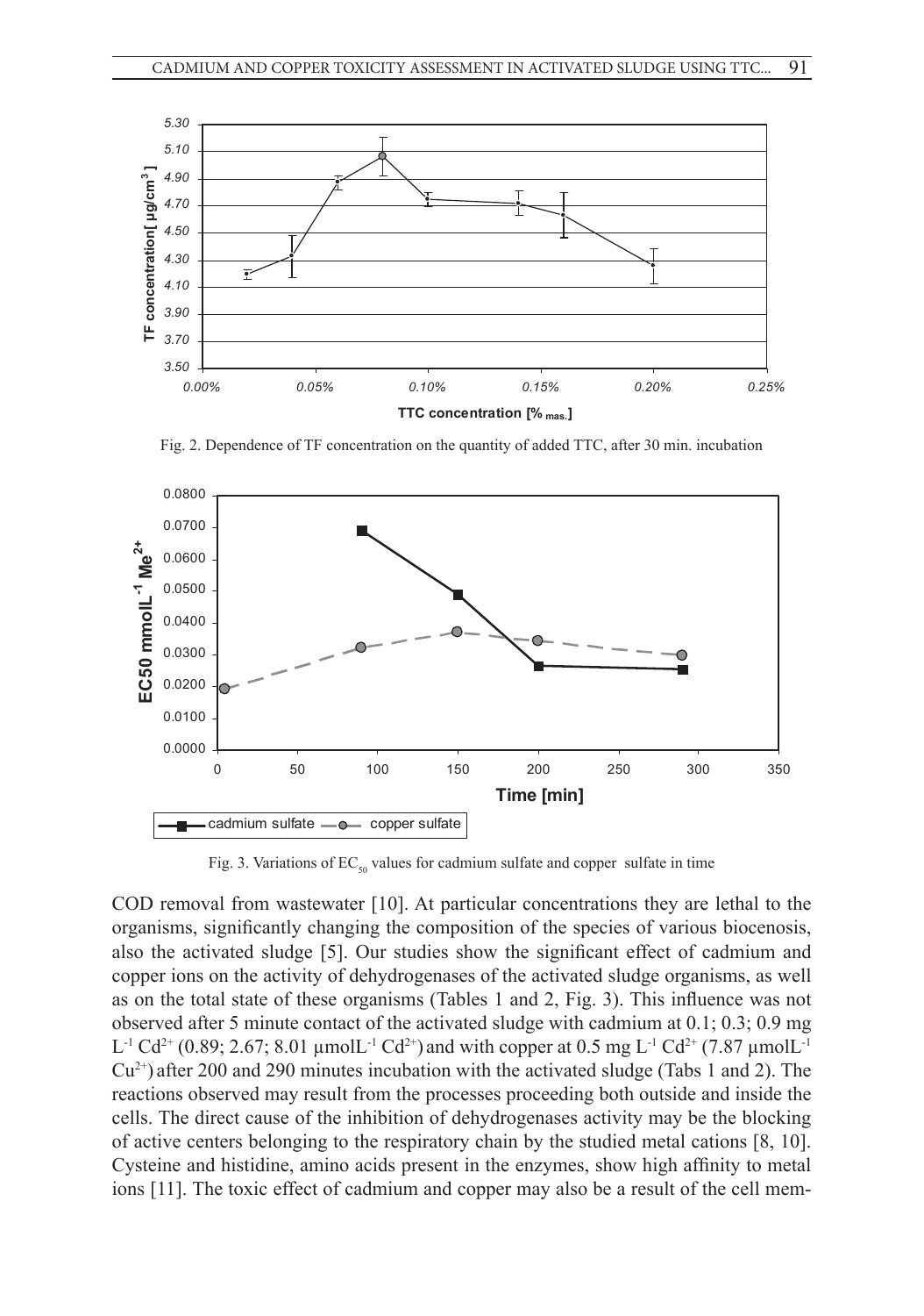Fig. 2. Dependence of TF concentration on the quantity of added TTC, after 30 min. incubation

Fig. 3. Variations of $EC_{50}$ values for cadmium sulfate and copper sulfate in time

COD removal from wastewater [10]. At particular concentrations they are lethal to the organisms, significantly changing the composition of the species of various biocenosis, also the activated sludge [5]. Our studies show the significant effect of cadmium and copper ions on the activity of dehydrogenases of the activated sludge organisms, as well as on the total state of these organisms (Tables 1 and 2, Fig. 3). This influence was not observed after 5 minute contact of the activated sludge with cadmium at 0.1; 0.3; 0.9 mg $L^{-1}$ $Cd^{2+}$ (0.89; 2.67; 8.01 μmol$L^{-1}$ $Cd^{2+}$) and with copper at 0.5 mg $L^{-1}$ $Cd^{2+}$ (7.87 μmol$L^{-1}$ $Cu^{2+}$) after 200 and 290 minutes incubation with the activated sludge (Tabs 1 and 2). The reactions observed may result from the processes proceeding both outside and inside the cells. The direct cause of the inhibition of dehydrogenases activity may be the blocking of active centers belonging to the respiratory chain by the studied metal cations [8, 10]. Cysteine and histidine, amino acids present in the enzymes, show high affinity to metal ions [11]. The toxic effect of cadmium and copper may also be a result of the cell mem-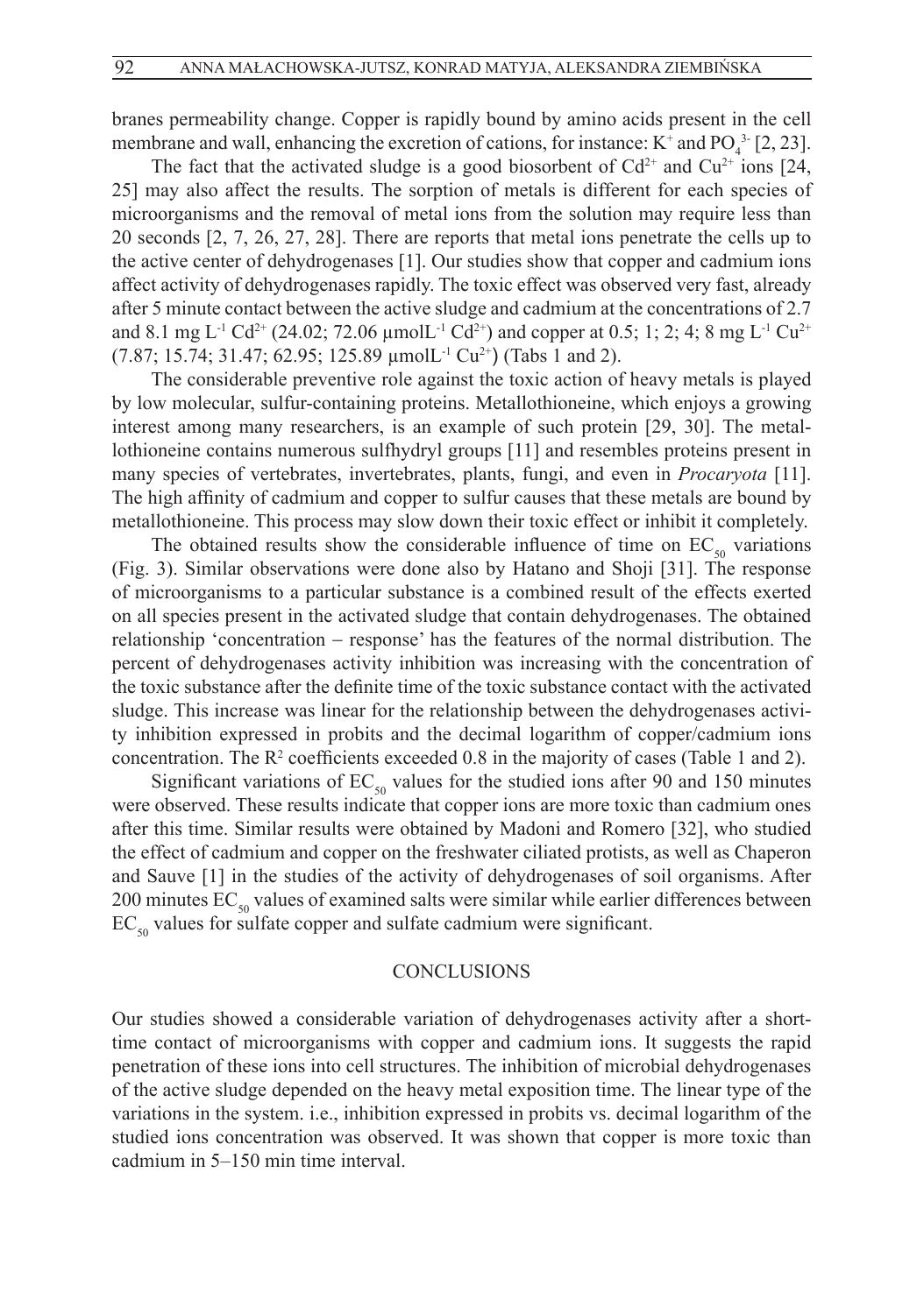branes permeability change. Copper is rapidly bound by amino acids present in the cell membrane and wall, enhancing the excretion of cations, for instance: $K^+$ and $PO_4^{3-}$ [2, 23].

The fact that the activated sludge is a good biosorbent of $Cd^{2+}$ and $Cu^{2+}$ ions [24, 25] may also affect the results. The sorption of metals is different for each species of microorganisms and the removal of metal ions from the solution may require less than 20 seconds [2, 7, 26, 27, 28]. There are reports that metal ions penetrate the cells up to the active center of dehydrogenases [1]. Our studies show that copper and cadmium ions affect activity of dehydrogenases rapidly. The toxic effect was observed very fast, already after 5 minute contact between the active sludge and cadmium at the concentrations of 2.7 and 8.1 mg $L^{-1}$ $Cd^{2+}$ (24.02; 72.06 µmol$L^{-1}$ $Cd^{2+}$) and copper at 0.5; 1; 2; 4; 8 mg $L^{-1}$ $Cu^{2+}$ (7.87; 15.74; 31.47; 62.95; 125.89 µmol$L^{-1}$ $Cu^{2+}$) (Tabs 1 and 2).

The considerable preventive role against the toxic action of heavy metals is played by low molecular, sulfur-containing proteins. Metallothioneine, which enjoys a growing interest among many researchers, is an example of such protein [29, 30]. The metallothioneine contains numerous sulfhydryl groups [11] and resembles proteins present in many species of vertebrates, invertebrates, plants, fungi, and even in *Procaryota* [11]. The high affinity of cadmium and copper to sulfur causes that these metals are bound by metallothioneine. This process may slow down their toxic effect or inhibit it completely.

The obtained results show the considerable influence of time on $EC_{50}$ variations (Fig. 3). Similar observations were done also by Hatano and Shoji [31]. The response of microorganisms to a particular substance is a combined result of the effects exerted on all species present in the activated sludge that contain dehydrogenases. The obtained relationship 'concentration – response' has the features of the normal distribution. The percent of dehydrogenases activity inhibition was increasing with the concentration of the toxic substance after the definite time of the toxic substance contact with the activated sludge. This increase was linear for the relationship between the dehydrogenases activity inhibition expressed in probits and the decimal logarithm of copper/cadmium ions concentration. The $R^2$ coefficients exceeded 0.8 in the majority of cases (Table 1 and 2).

Significant variations of $EC_{50}$ values for the studied ions after 90 and 150 minutes were observed. These results indicate that copper ions are more toxic than cadmium ones after this time. Similar results were obtained by Madoni and Romero [32], who studied the effect of cadmium and copper on the freshwater ciliated protists, as well as Chaperon and Sauve [1] in the studies of the activity of dehydrogenases of soil organisms. After 200 minutes $EC_{50}$ values of examined salts were similar while earlier differences between $EC_{50}$ values for sulfate copper and sulfate cadmium were significant.

## CONCLUSIONS

Our studies showed a considerable variation of dehydrogenases activity after a short-time contact of microorganisms with copper and cadmium ions. It suggests the rapid penetration of these ions into cell structures. The inhibition of microbial dehydrogenases of the active sludge depended on the heavy metal exposition time. The linear type of the variations in the system. i.e., inhibition expressed in probits vs. decimal logarithm of the studied ions concentration was observed. It was shown that copper is more toxic than cadmium in 5–150 min time interval.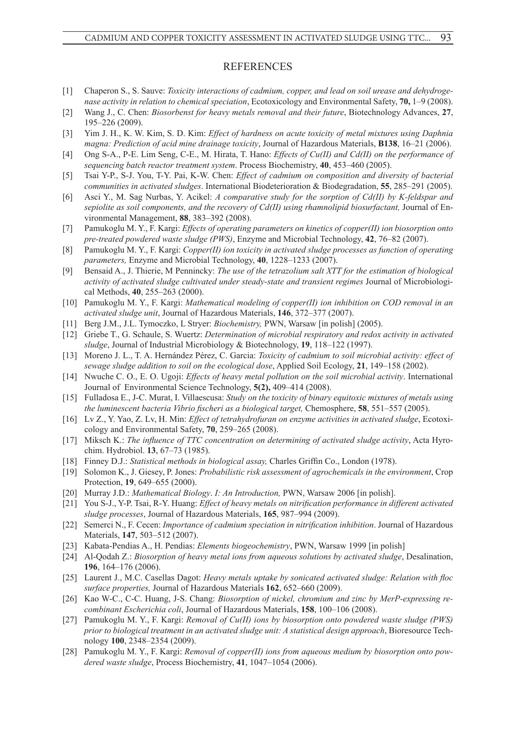## REFERENCES

[1] Chaperon S., S. Sauve: *Toxicity interactions of cadmium, copper, and lead on soil urease and dehydrogenase activity in relation to chemical speciation*, Ecotoxicology and Environmental Safety, **70,** 1–9 (2008).

[2] Wang J., C. Chen: *Biosorbenst for heavy metals removal and their future*, Biotechnology Advances, **27**, 195–226 (2009).

[3] Yim J. H., K. W. Kim, S. D. Kim: *Effect of hardness on acute toxicity of metal mixtures using Daphnia magna: Prediction of acid mine drainage toxicity*, Journal of Hazardous Materials, **B138**, 16–21 (2006).

[4] Ong S-A., P-E. Lim Seng, C-E., M. Hirata, T. Hano: *Effects of Cu(II) and Cd(II) on the performance of sequencing batch reactor treatment system*. Process Biochemistry, **40**, 453–460 (2005).

[5] Tsai Y-P., S-J. You, T-Y. Pai, K-W. Chen: *Effect of cadmium on composition and diversity of bacterial communities in activated sludges*. International Biodeterioration & Biodegradation, **55**, 285–291 (2005).

[6] Asci Y., M. Sag Nurbas, Y. Acikel: *A comparative study for the sorption of Cd(II) by K-feldspar and sepiolite as soil components, and the recovery of Cd(II) using rhamnolipid biosurfactant,* Journal of Environmental Management, **88**, 383–392 (2008).

[7] Pamukoglu M. Y., F. Kargi: *Effects of operating parameters on kinetics of copper(II) ion biosorption onto pre-treated powdered waste sludge (PWS)*, Enzyme and Microbial Technology, **42**, 76–82 (2007).

[8] Pamukoglu M. Y., F. Kargi: *Copper(II) ion toxicity in activated sludge processes as function of operating parameters,* Enzyme and Microbial Technology, **40**, 1228–1233 (2007).

[9] Bensaid A., J. Thierie, M Pennincky: *The use of the tetrazolium salt XTT for the estimation of biological activity of activated sludge cultivated under steady-state and transient regimes* Journal of Microbiological Methods, **40**, 255–263 (2000).

[10] Pamukoglu M. Y., F. Kargi: *Mathematical modeling of copper(II) ion inhibition on COD removal in an activated sludge unit*, Journal of Hazardous Materials, **146**, 372–377 (2007).

[11] Berg J.M., J.L. Tymoczko, L Stryer: *Biochemistry,* PWN, Warsaw [in polish] (2005).

[12] Griebe T., G. Schaule, S. Wuertz: *Determination of microbial respiratory and redox activity in activated sludge*, Journal of Industrial Microbiology & Biotechnology, **19**, 118–122 (1997).

[13] Moreno J. L., T. A. Hernández Pérez, C. Garcia: *Toxicity of cadmium to soil microbial activity: effect of sewage sludge addition to soil on the ecological dose*, Applied Soil Ecology, **21**, 149–158 (2002).

[14] Nwuche C. O., E. O. Ugoji: *Effects of heavy metal pollution on the soil microbial activity*. International Journal of Environmental Science Technology, **5(2),** 409–414 (2008).

[15] Fulladosa E., J-C. Murat, I. Villaescusa: *Study on the toxicity of binary equitoxic mixtures of metals using the luminescent bacteria Vibrio fischeri as a biological target,* Chemosphere, **58**, 551–557 (2005).

[16] Lv Z., Y. Yao, Z. Lv, H. Min: *Effect of tetrahydrofuran on enzyme activities in activated sludge*, Ecotoxicology and Environmental Safety, **70**, 259–265 (2008).

[17] Miksch K.: *The influence of TTC concentration on determining of activated sludge activity*, Acta Hyrochim. Hydrobiol. **13**, 67–73 (1985).

[18] Finney D.J.: *Statistical methods in biological assay,* Charles Griffin Co., London (1978).

[19] Solomon K., J. Giesey, P. Jones: *Probabilistic risk assessment of agrochemicals in the environment*, Crop Protection, **19**, 649–655 (2000).

[20] Murray J.D.: *Mathematical Biology*. *I: An Introduction,* PWN, Warsaw 2006 [in polish].

[21] You S-J., Y-P. Tsai, R-Y. Huang: *Effect of heavy metals on nitrification performance in different activated sludge processes*, Journal of Hazardous Materials, **165**, 987–994 (2009).

[22] Semerci N., F. Cecen: *Importance of cadmium speciation in nitrification inhibition*. Journal of Hazardous Materials, **147**, 503–512 (2007).

[23] Kabata-Pendias A., H. Pendias: *Elements biogeochemistry*, PWN, Warsaw 1999 [in polish]

[24] Al-Qodah Z.: *Biosorption of heavy metal ions from aqueous solutions by activated sludge*, Desalination, **196**, 164–176 (2006).

[25] Laurent J., M.C. Casellas Dagot: *Heavy metals uptake by sonicated activated sludge: Relation with floc surface properties,* Journal of Hazardous Materials **162**, 652–660 (2009).

[26] Kao W-C., C-C. Huang, J-S. Chang: *Biosorption of nickel, chromium and zinc by MerP-expressing recombinant Escherichia coli*, Journal of Hazardous Materials, **158**, 100–106 (2008).

[27] Pamukoglu M. Y., F. Kargi: *Removal of Cu(II) ions by biosorption onto powdered waste sludge (PWS) prior to biological treatment in an activated sludge unit: A statistical design approach*, Bioresource Technology **100**, 2348–2354 (2009).

[28] Pamukoglu M. Y., F. Kargi: *Removal of copper(II) ions from aqueous medium by biosorption onto powdered waste sludge*, Process Biochemistry, **41**, 1047–1054 (2006).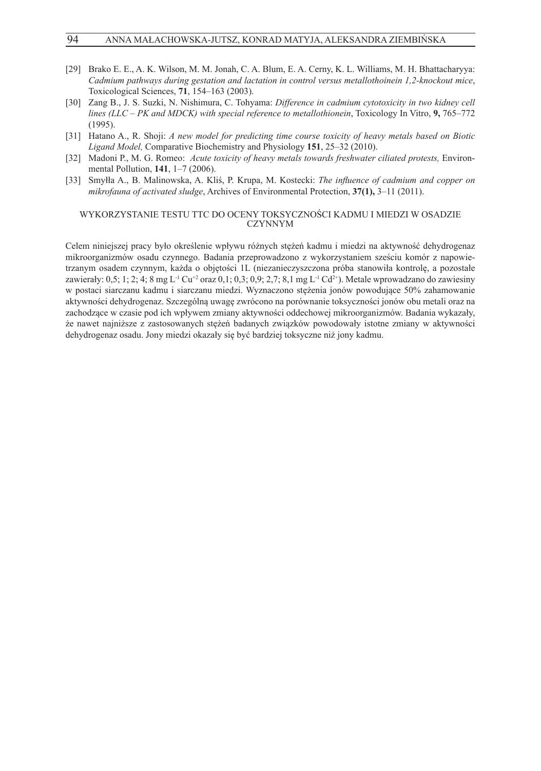[29] Brako E. E., A. K. Wilson, M. M. Jonah, C. A. Blum, E. A. Cerny, K. L. Williams, M. H. Bhattacharyya: *Cadmium pathways during gestation and lactation in control versus metallothoinein 1,2-knockout mice*, Toxicological Sciences, **71**, 154–163 (2003).

[30] Zang B., J. S. Suzki, N. Nishimura, C. Tohyama: *Difference in cadmium cytotoxicity in two kidney cell lines (LLC – PK and MDCK) with special reference to metallothionein*, Toxicology In Vitro, **9,** 765–772 (1995).

[31] Hatano A., R. Shoji: *A new model for predicting time course toxicity of heavy metals based on Biotic Ligand Model,* Comparative Biochemistry and Physiology **151**, 25–32 (2010).

[32] Madoni P., M. G. Romeo: *Acute toxicity of heavy metals towards freshwater ciliated protests,* Environmental Pollution, **141**, 1–7 (2006).

[33] Smyłła A., B. Malinowska, A. Kliś, P. Krupa, M. Kostecki: *The influence of cadmium and copper on mikrofauna of activated sludge*, Archives of Environmental Protection, **37(1),** 3–11 (2011).

## WYKORZYSTANIE TESTU TTC DO OCENY TOKSYCZNOŚCI KADMU I MIEDZI W OSADZIE CZYNNYM

Celem niniejszej pracy było określenie wpływu różnych stężeń kadmu i miedzi na aktywność dehydrogenaz mikroorganizmów osadu czynnego. Badania przeprowadzono z wykorzystaniem sześciu komór z napowietrzanym osadem czynnym, każda o objętości 1L (niezanieczyszczona próba stanowiła kontrolę, a pozostałe zawierały: 0,5; 1; 2; 4; 8 mg $L^{-1}$ $Cu^{+2}$ oraz 0,1; 0,3; 0,9; 2,7; 8,1 mg $L^{-1}$ $Cd^{2+}$). Metale wprowadzano do zawiesiny w postaci siarczanu kadmu i siarczanu miedzi. Wyznaczono stężenia jonów powodujące 50% zahamowanie aktywności dehydrogenaz. Szczególną uwagę zwrócono na porównanie toksyczności jonów obu metali oraz na zachodzące w czasie pod ich wpływem zmiany aktywności oddechowej mikroorganizmów. Badania wykazały, że nawet najniższe z zastosowanych stężeń badanych związków powodowały istotne zmiany w aktywności dehydrogenaz osadu. Jony miedzi okazały się być bardziej toksyczne niż jony kadmu.